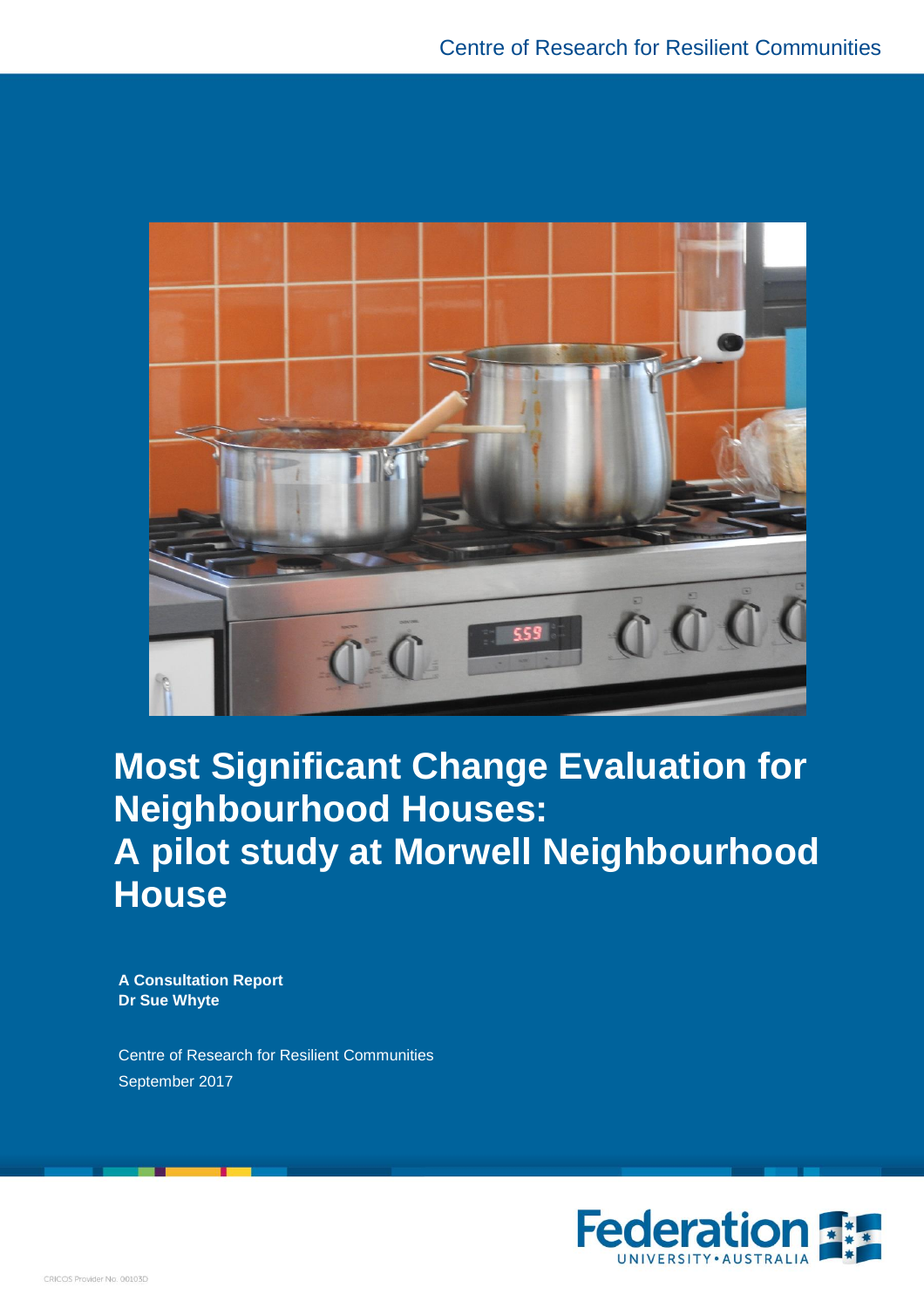Centre of Research for Resilient Communities

# Most Significant Change Evaluation for Neighbourhood Houses: A pilot study at Morwell Neighbourhood House

**A Consultation Report**
**Dr Sue Whyte**

Centre of Research for Resilient Communities
September 2017

Federation University • Australia

CRICOS Provider No. 00103D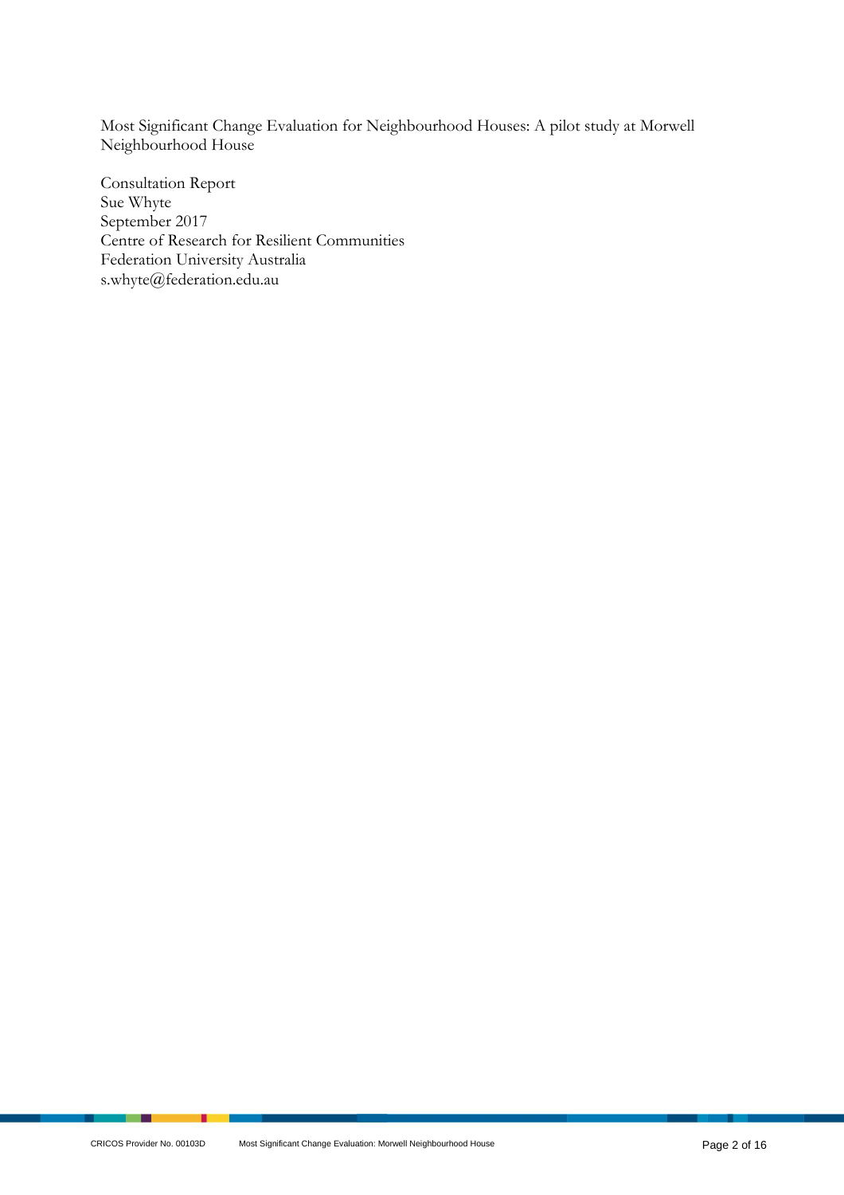Most Significant Change Evaluation for Neighbourhood Houses: A pilot study at Morwell Neighbourhood House

Consultation Report
Sue Whyte
September 2017
Centre of Research for Resilient Communities
Federation University Australia
s.whyte@federation.edu.au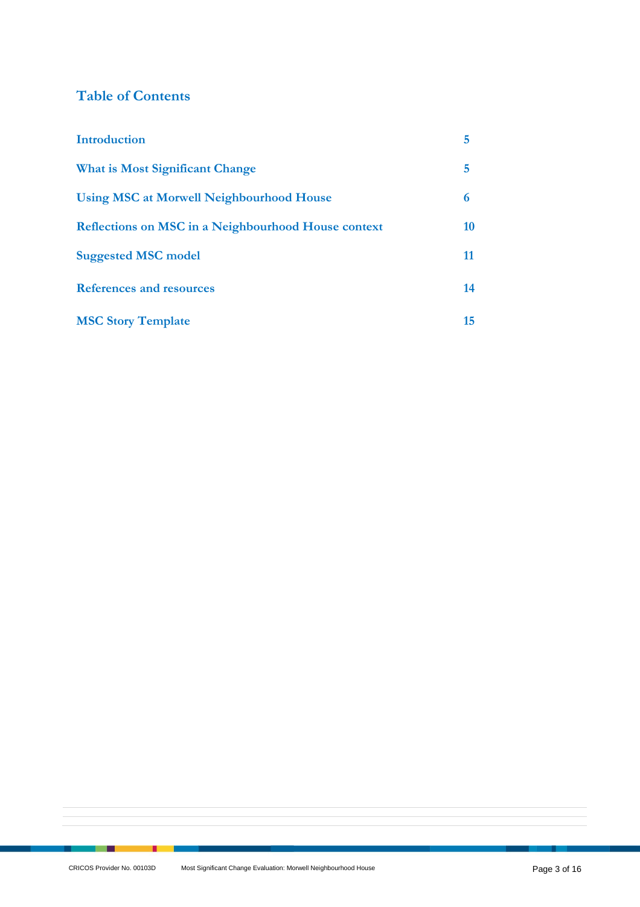## Table of Contents

| | |
|---|---|
| Introduction | 5 |
| What is Most Significant Change | 5 |
| Using MSC at Morwell Neighbourhood House | 6 |
| Reflections on MSC in a Neighbourhood House context | 10 |
| Suggested MSC model | 11 |
| References and resources | 14 |
| MSC Story Template | 15 |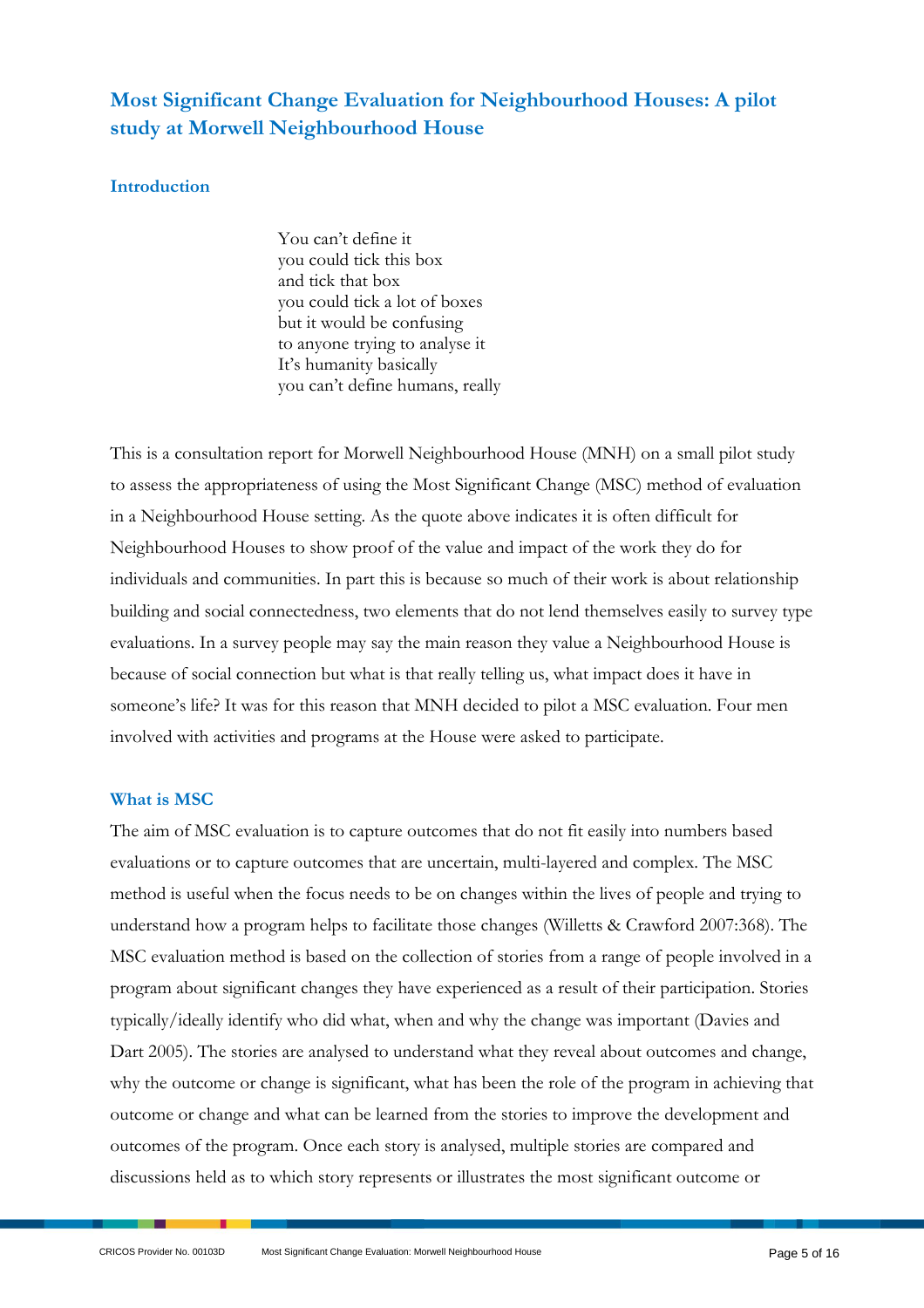## Most Significant Change Evaluation for Neighbourhood Houses: A pilot study at Morwell Neighbourhood House

### Introduction

> You can't define it
> you could tick this box
> and tick that box
> you could tick a lot of boxes
> but it would be confusing
> to anyone trying to analyse it
> It's humanity basically
> you can't define humans, really

This is a consultation report for Morwell Neighbourhood House (MNH) on a small pilot study to assess the appropriateness of using the Most Significant Change (MSC) method of evaluation in a Neighbourhood House setting. As the quote above indicates it is often difficult for Neighbourhood Houses to show proof of the value and impact of the work they do for individuals and communities. In part this is because so much of their work is about relationship building and social connectedness, two elements that do not lend themselves easily to survey type evaluations. In a survey people may say the main reason they value a Neighbourhood House is because of social connection but what is that really telling us, what impact does it have in someone's life? It was for this reason that MNH decided to pilot a MSC evaluation. Four men involved with activities and programs at the House were asked to participate.

### What is MSC

The aim of MSC evaluation is to capture outcomes that do not fit easily into numbers based evaluations or to capture outcomes that are uncertain, multi-layered and complex. The MSC method is useful when the focus needs to be on changes within the lives of people and trying to understand how a program helps to facilitate those changes (Willetts & Crawford 2007:368). The MSC evaluation method is based on the collection of stories from a range of people involved in a program about significant changes they have experienced as a result of their participation. Stories typically/ideally identify who did what, when and why the change was important (Davies and Dart 2005). The stories are analysed to understand what they reveal about outcomes and change, why the outcome or change is significant, what has been the role of the program in achieving that outcome or change and what can be learned from the stories to improve the development and outcomes of the program. Once each story is analysed, multiple stories are compared and discussions held as to which story represents or illustrates the most significant outcome or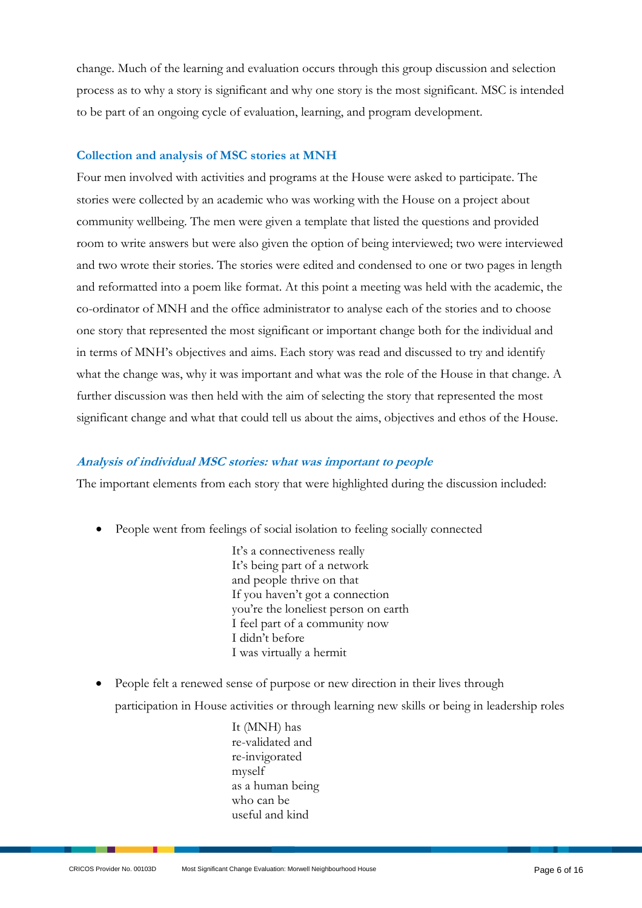change. Much of the learning and evaluation occurs through this group discussion and selection process as to why a story is significant and why one story is the most significant. MSC is intended to be part of an ongoing cycle of evaluation, learning, and program development.

### Collection and analysis of MSC stories at MNH

Four men involved with activities and programs at the House were asked to participate. The stories were collected by an academic who was working with the House on a project about community wellbeing. The men were given a template that listed the questions and provided room to write answers but were also given the option of being interviewed; two were interviewed and two wrote their stories. The stories were edited and condensed to one or two pages in length and reformatted into a poem like format. At this point a meeting was held with the academic, the co-ordinator of MNH and the office administrator to analyse each of the stories and to choose one story that represented the most significant or important change both for the individual and in terms of MNH's objectives and aims. Each story was read and discussed to try and identify what the change was, why it was important and what was the role of the House in that change. A further discussion was then held with the aim of selecting the story that represented the most significant change and what that could tell us about the aims, objectives and ethos of the House.

#### *Analysis of individual MSC stories: what was important to people*

The important elements from each story that were highlighted during the discussion included:

- People went from feelings of social isolation to feeling socially connected

  > It's a connectiveness really  
  > It's being part of a network  
  > and people thrive on that  
  > If you haven't got a connection  
  > you're the loneliest person on earth  
  > I feel part of a community now  
  > I didn't before  
  > I was virtually a hermit

- People felt a renewed sense of purpose or new direction in their lives through participation in House activities or through learning new skills or being in leadership roles

  > It (MNH) has  
  > re-validated and  
  > re-invigorated  
  > myself  
  > as a human being  
  > who can be  
  > useful and kind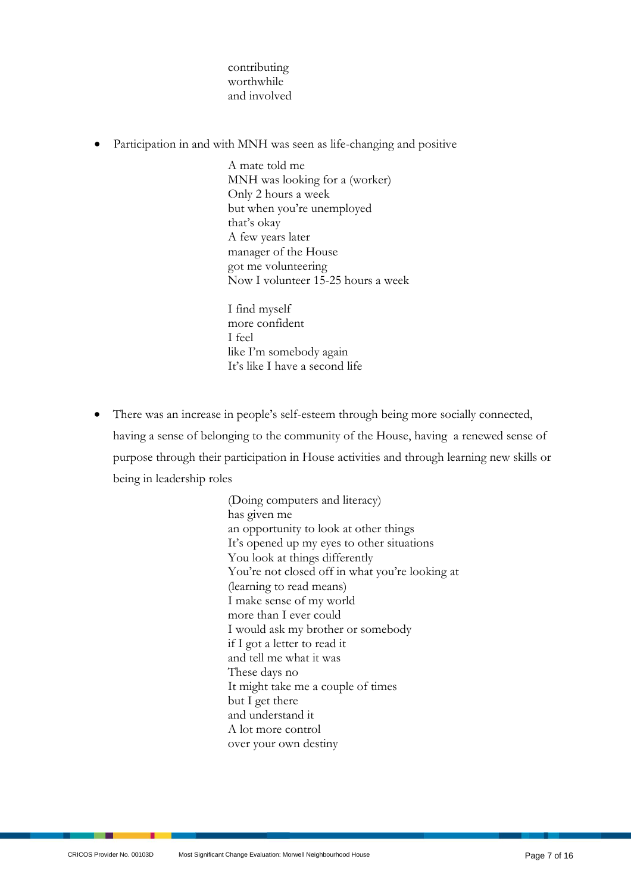contributing  
worthwhile  
and involved

- Participation in and with MNH was seen as life-changing and positive

  A mate told me  
  MNH was looking for a (worker)  
  Only 2 hours a week  
  but when you're unemployed  
  that's okay  
  A few years later  
  manager of the House  
  got me volunteering  
  Now I volunteer 15-25 hours a week

  I find myself  
  more confident  
  I feel  
  like I'm somebody again  
  It's like I have a second life

- There was an increase in people's self-esteem through being more socially connected, having a sense of belonging to the community of the House, having a renewed sense of purpose through their participation in House activities and through learning new skills or being in leadership roles

  (Doing computers and literacy)  
  has given me  
  an opportunity to look at other things  
  It's opened up my eyes to other situations  
  You look at things differently  
  You're not closed off in what you're looking at  
  (learning to read means)  
  I make sense of my world  
  more than I ever could  
  I would ask my brother or somebody  
  if I got a letter to read it  
  and tell me what it was  
  These days no  
  It might take me a couple of times  
  but I get there  
  and understand it  
  A lot more control  
  over your own destiny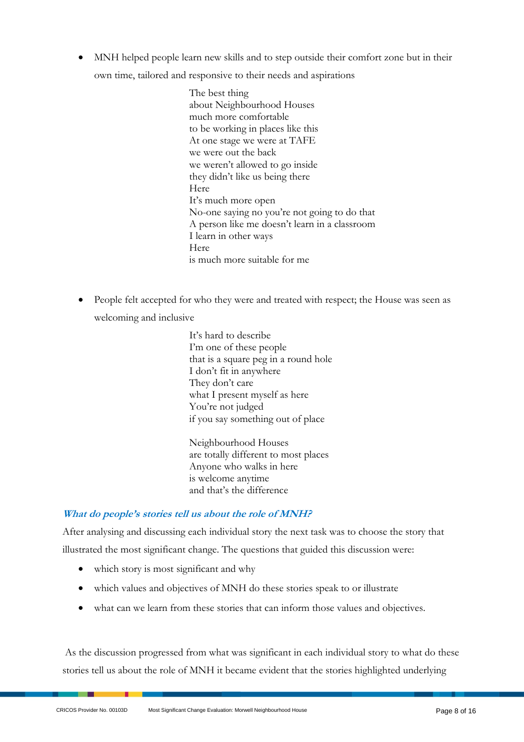- MNH helped people learn new skills and to step outside their comfort zone but in their own time, tailored and responsive to their needs and aspirations

> The best thing
> about Neighbourhood Houses
> much more comfortable
> to be working in places like this
> At one stage we were at TAFE
> we were out the back
> we weren't allowed to go inside
> they didn't like us being there
> Here
> It's much more open
> No-one saying no you're not going to do that
> A person like me doesn't learn in a classroom
> I learn in other ways
> Here
> is much more suitable for me

- People felt accepted for who they were and treated with respect; the House was seen as welcoming and inclusive

> It's hard to describe
> I'm one of these people
> that is a square peg in a round hole
> I don't fit in anywhere
> They don't care
> what I present myself as here
> You're not judged
> if you say something out of place
>
> Neighbourhood Houses
> are totally different to most places
> Anyone who walks in here
> is welcome anytime
> and that's the difference

### *What do people's stories tell us about the role of MNH?*

After analysing and discussing each individual story the next task was to choose the story that illustrated the most significant change. The questions that guided this discussion were:

- which story is most significant and why
- which values and objectives of MNH do these stories speak to or illustrate
- what can we learn from these stories that can inform those values and objectives.

As the discussion progressed from what was significant in each individual story to what do these stories tell us about the role of MNH it became evident that the stories highlighted underlying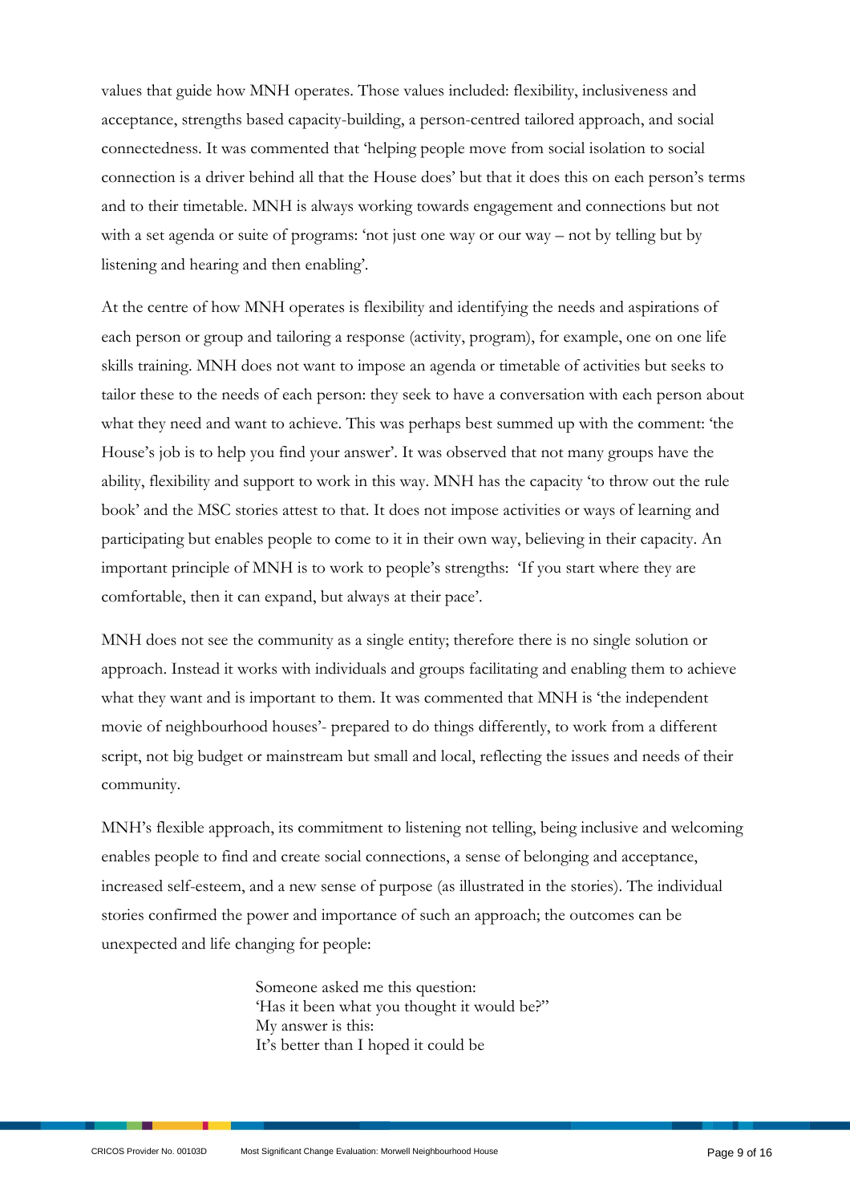values that guide how MNH operates. Those values included: flexibility, inclusiveness and acceptance, strengths based capacity-building, a person-centred tailored approach, and social connectedness. It was commented that 'helping people move from social isolation to social connection is a driver behind all that the House does' but that it does this on each person's terms and to their timetable. MNH is always working towards engagement and connections but not with a set agenda or suite of programs: 'not just one way or our way – not by telling but by listening and hearing and then enabling'.

At the centre of how MNH operates is flexibility and identifying the needs and aspirations of each person or group and tailoring a response (activity, program), for example, one on one life skills training. MNH does not want to impose an agenda or timetable of activities but seeks to tailor these to the needs of each person: they seek to have a conversation with each person about what they need and want to achieve. This was perhaps best summed up with the comment: 'the House's job is to help you find your answer'. It was observed that not many groups have the ability, flexibility and support to work in this way. MNH has the capacity 'to throw out the rule book' and the MSC stories attest to that. It does not impose activities or ways of learning and participating but enables people to come to it in their own way, believing in their capacity. An important principle of MNH is to work to people's strengths: 'If you start where they are comfortable, then it can expand, but always at their pace'.

MNH does not see the community as a single entity; therefore there is no single solution or approach. Instead it works with individuals and groups facilitating and enabling them to achieve what they want and is important to them. It was commented that MNH is 'the independent movie of neighbourhood houses'- prepared to do things differently, to work from a different script, not big budget or mainstream but small and local, reflecting the issues and needs of their community.

MNH's flexible approach, its commitment to listening not telling, being inclusive and welcoming enables people to find and create social connections, a sense of belonging and acceptance, increased self-esteem, and a new sense of purpose (as illustrated in the stories). The individual stories confirmed the power and importance of such an approach; the outcomes can be unexpected and life changing for people:

> Someone asked me this question:
> 'Has it been what you thought it would be?"
> My answer is this:
> It's better than I hoped it could be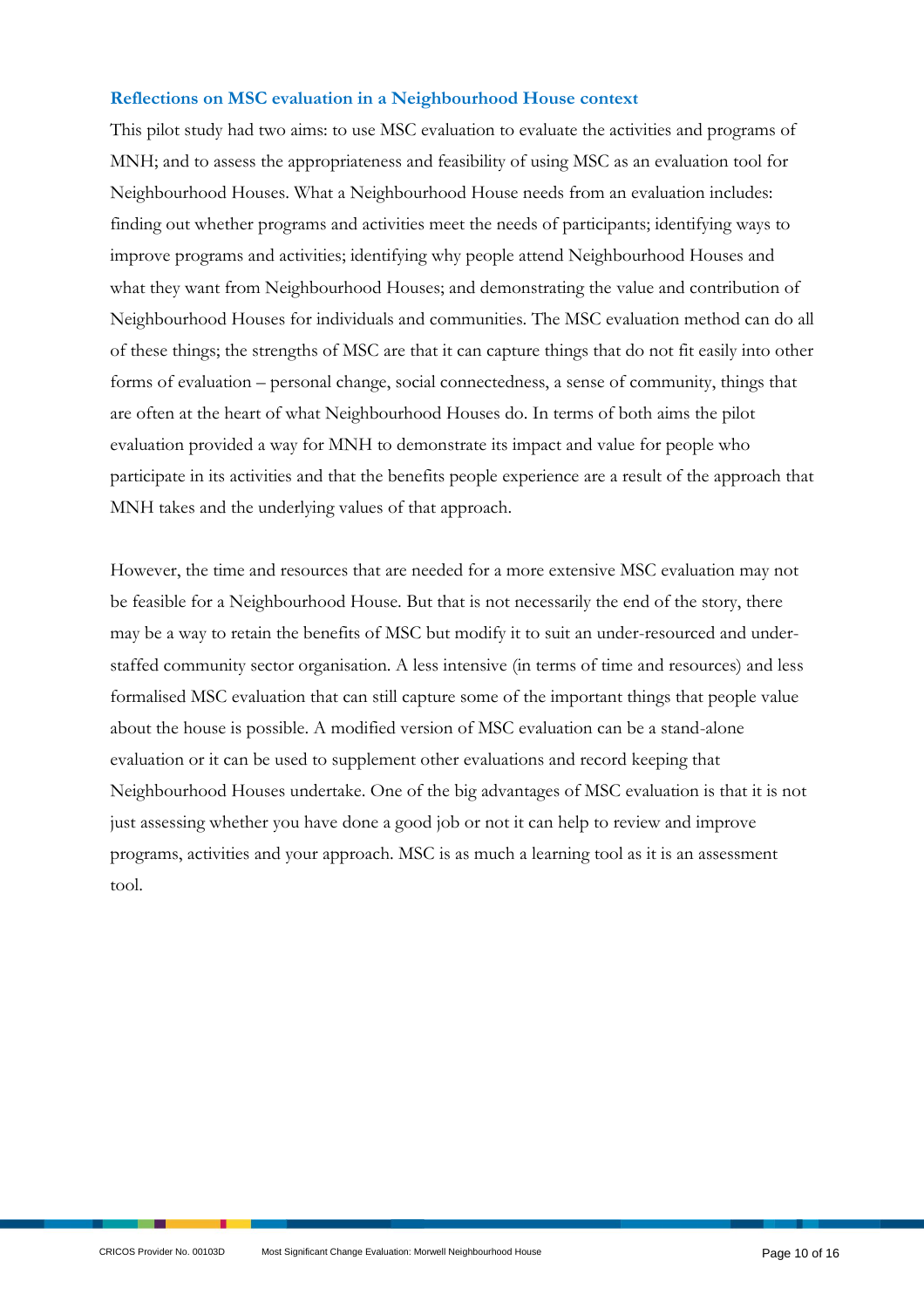### Reflections on MSC evaluation in a Neighbourhood House context

This pilot study had two aims: to use MSC evaluation to evaluate the activities and programs of MNH; and to assess the appropriateness and feasibility of using MSC as an evaluation tool for Neighbourhood Houses. What a Neighbourhood House needs from an evaluation includes: finding out whether programs and activities meet the needs of participants; identifying ways to improve programs and activities; identifying why people attend Neighbourhood Houses and what they want from Neighbourhood Houses; and demonstrating the value and contribution of Neighbourhood Houses for individuals and communities. The MSC evaluation method can do all of these things; the strengths of MSC are that it can capture things that do not fit easily into other forms of evaluation – personal change, social connectedness, a sense of community, things that are often at the heart of what Neighbourhood Houses do. In terms of both aims the pilot evaluation provided a way for MNH to demonstrate its impact and value for people who participate in its activities and that the benefits people experience are a result of the approach that MNH takes and the underlying values of that approach.

However, the time and resources that are needed for a more extensive MSC evaluation may not be feasible for a Neighbourhood House. But that is not necessarily the end of the story, there may be a way to retain the benefits of MSC but modify it to suit an under-resourced and under-staffed community sector organisation. A less intensive (in terms of time and resources) and less formalised MSC evaluation that can still capture some of the important things that people value about the house is possible. A modified version of MSC evaluation can be a stand-alone evaluation or it can be used to supplement other evaluations and record keeping that Neighbourhood Houses undertake. One of the big advantages of MSC evaluation is that it is not just assessing whether you have done a good job or not it can help to review and improve programs, activities and your approach. MSC is as much a learning tool as it is an assessment tool.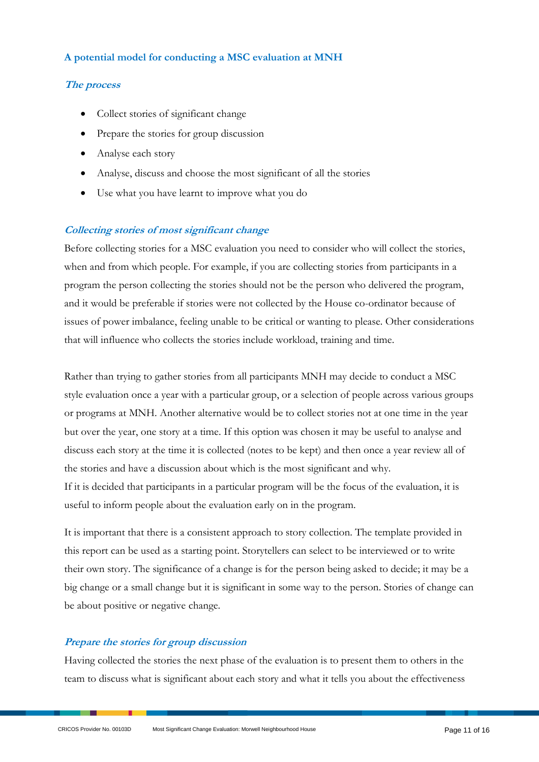## A potential model for conducting a MSC evaluation at MNH

### *The process*

- Collect stories of significant change
- Prepare the stories for group discussion
- Analyse each story
- Analyse, discuss and choose the most significant of all the stories
- Use what you have learnt to improve what you do

### *Collecting stories of most significant change*

Before collecting stories for a MSC evaluation you need to consider who will collect the stories, when and from which people. For example, if you are collecting stories from participants in a program the person collecting the stories should not be the person who delivered the program, and it would be preferable if stories were not collected by the House co-ordinator because of issues of power imbalance, feeling unable to be critical or wanting to please. Other considerations that will influence who collects the stories include workload, training and time.

Rather than trying to gather stories from all participants MNH may decide to conduct a MSC style evaluation once a year with a particular group, or a selection of people across various groups or programs at MNH. Another alternative would be to collect stories not at one time in the year but over the year, one story at a time. If this option was chosen it may be useful to analyse and discuss each story at the time it is collected (notes to be kept) and then once a year review all of the stories and have a discussion about which is the most significant and why.
If it is decided that participants in a particular program will be the focus of the evaluation, it is useful to inform people about the evaluation early on in the program.

It is important that there is a consistent approach to story collection. The template provided in this report can be used as a starting point. Storytellers can select to be interviewed or to write their own story. The significance of a change is for the person being asked to decide; it may be a big change or a small change but it is significant in some way to the person. Stories of change can be about positive or negative change.

### *Prepare the stories for group discussion*

Having collected the stories the next phase of the evaluation is to present them to others in the team to discuss what is significant about each story and what it tells you about the effectiveness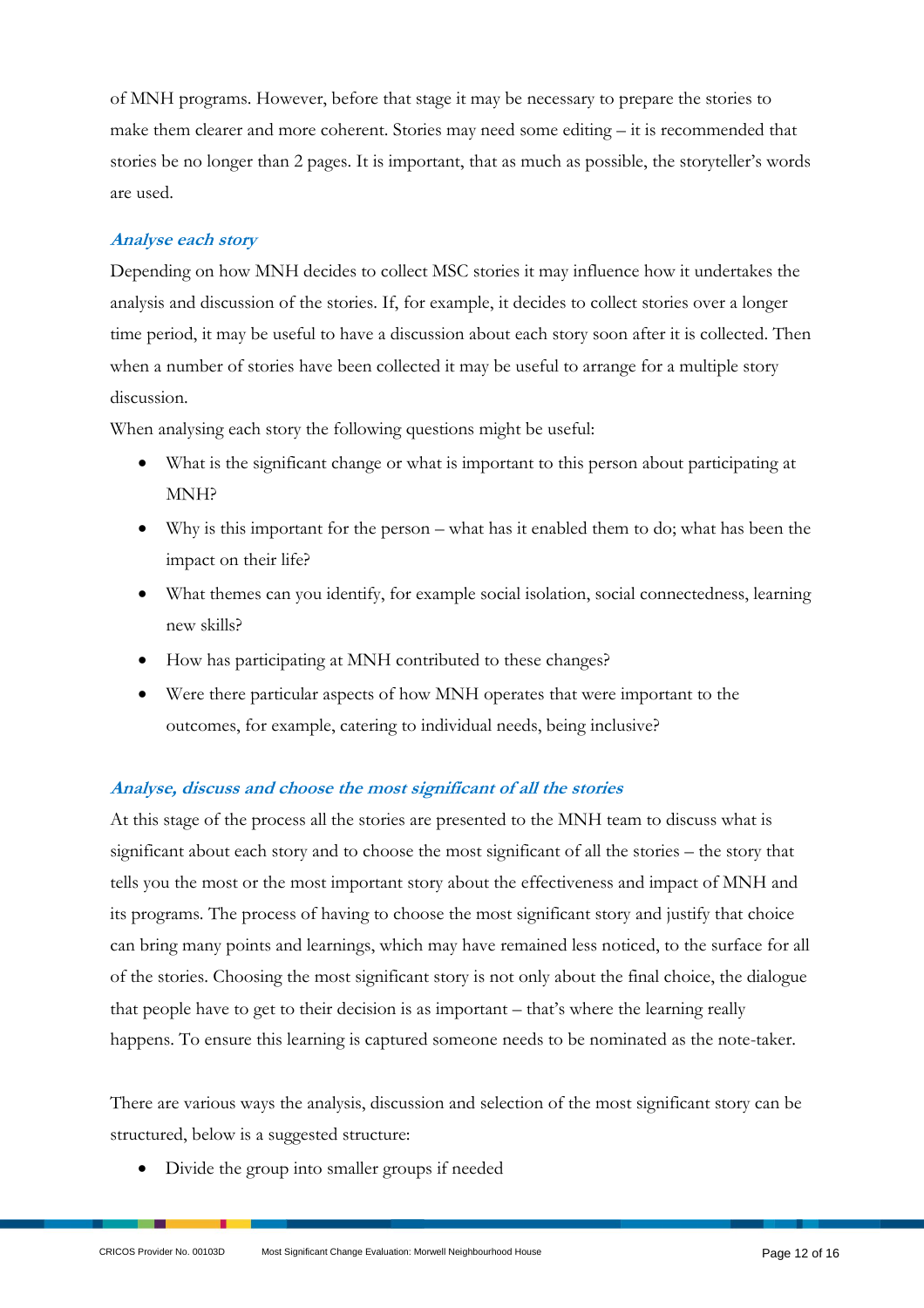of MNH programs. However, before that stage it may be necessary to prepare the stories to make them clearer and more coherent. Stories may need some editing – it is recommended that stories be no longer than 2 pages. It is important, that as much as possible, the storyteller's words are used.

### *Analyse each story*

Depending on how MNH decides to collect MSC stories it may influence how it undertakes the analysis and discussion of the stories. If, for example, it decides to collect stories over a longer time period, it may be useful to have a discussion about each story soon after it is collected. Then when a number of stories have been collected it may be useful to arrange for a multiple story discussion.

When analysing each story the following questions might be useful:

- What is the significant change or what is important to this person about participating at MNH?
- Why is this important for the person – what has it enabled them to do; what has been the impact on their life?
- What themes can you identify, for example social isolation, social connectedness, learning new skills?
- How has participating at MNH contributed to these changes?
- Were there particular aspects of how MNH operates that were important to the outcomes, for example, catering to individual needs, being inclusive?

### *Analyse, discuss and choose the most significant of all the stories*

At this stage of the process all the stories are presented to the MNH team to discuss what is significant about each story and to choose the most significant of all the stories – the story that tells you the most or the most important story about the effectiveness and impact of MNH and its programs. The process of having to choose the most significant story and justify that choice can bring many points and learnings, which may have remained less noticed, to the surface for all of the stories. Choosing the most significant story is not only about the final choice, the dialogue that people have to get to their decision is as important – that's where the learning really happens. To ensure this learning is captured someone needs to be nominated as the note-taker.

There are various ways the analysis, discussion and selection of the most significant story can be structured, below is a suggested structure:

- Divide the group into smaller groups if needed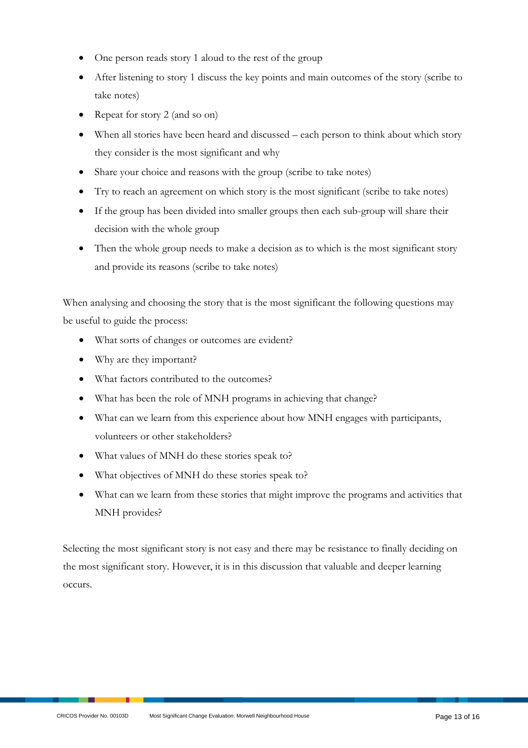- One person reads story 1 aloud to the rest of the group
- After listening to story 1 discuss the key points and main outcomes of the story (scribe to take notes)
- Repeat for story 2 (and so on)
- When all stories have been heard and discussed – each person to think about which story they consider is the most significant and why
- Share your choice and reasons with the group (scribe to take notes)
- Try to reach an agreement on which story is the most significant (scribe to take notes)
- If the group has been divided into smaller groups then each sub-group will share their decision with the whole group
- Then the whole group needs to make a decision as to which is the most significant story and provide its reasons (scribe to take notes)

When analysing and choosing the story that is the most significant the following questions may be useful to guide the process:

- What sorts of changes or outcomes are evident?
- Why are they important?
- What factors contributed to the outcomes?
- What has been the role of MNH programs in achieving that change?
- What can we learn from this experience about how MNH engages with participants, volunteers or other stakeholders?
- What values of MNH do these stories speak to?
- What objectives of MNH do these stories speak to?
- What can we learn from these stories that might improve the programs and activities that MNH provides?

Selecting the most significant story is not easy and there may be resistance to finally deciding on the most significant story. However, it is in this discussion that valuable and deeper learning occurs.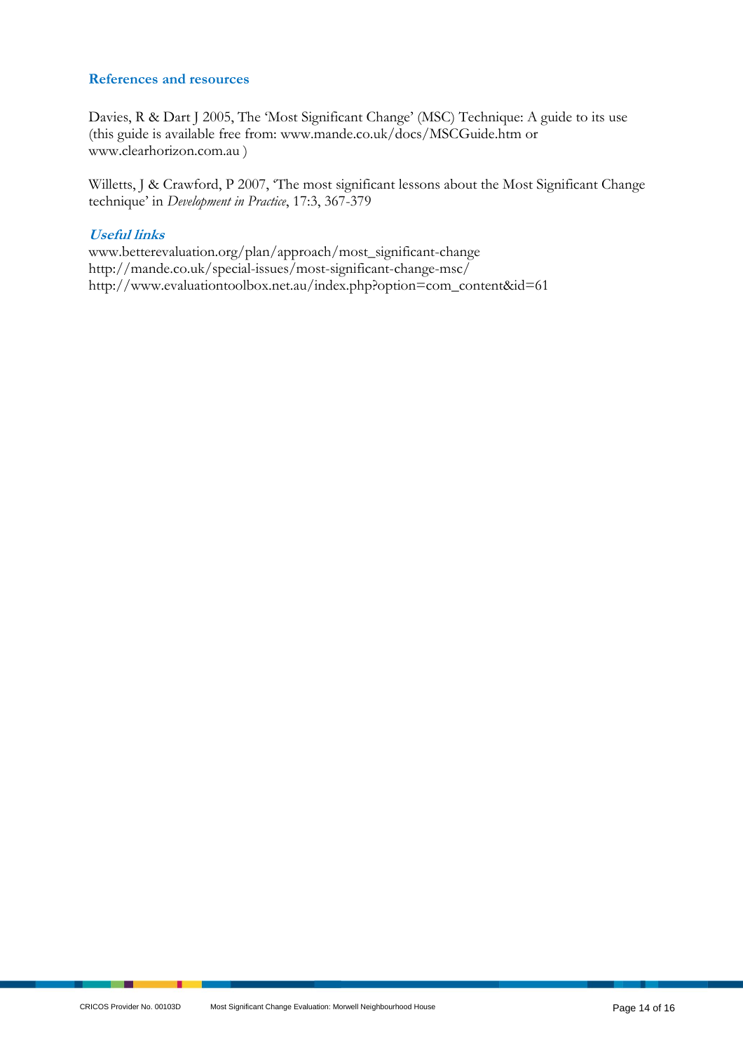## References and resources

Davies, R & Dart J 2005, The 'Most Significant Change' (MSC) Technique: A guide to its use (this guide is available free from: www.mande.co.uk/docs/MSCGuide.htm or www.clearhorizon.com.au )

Willetts, J & Crawford, P 2007, 'The most significant lessons about the Most Significant Change technique' in *Development in Practice*, 17:3, 367-379

### *Useful links*

www.betterevaluation.org/plan/approach/most_significant-change
http://mande.co.uk/special-issues/most-significant-change-msc/
http://www.evaluationtoolbox.net.au/index.php?option=com_content&id=61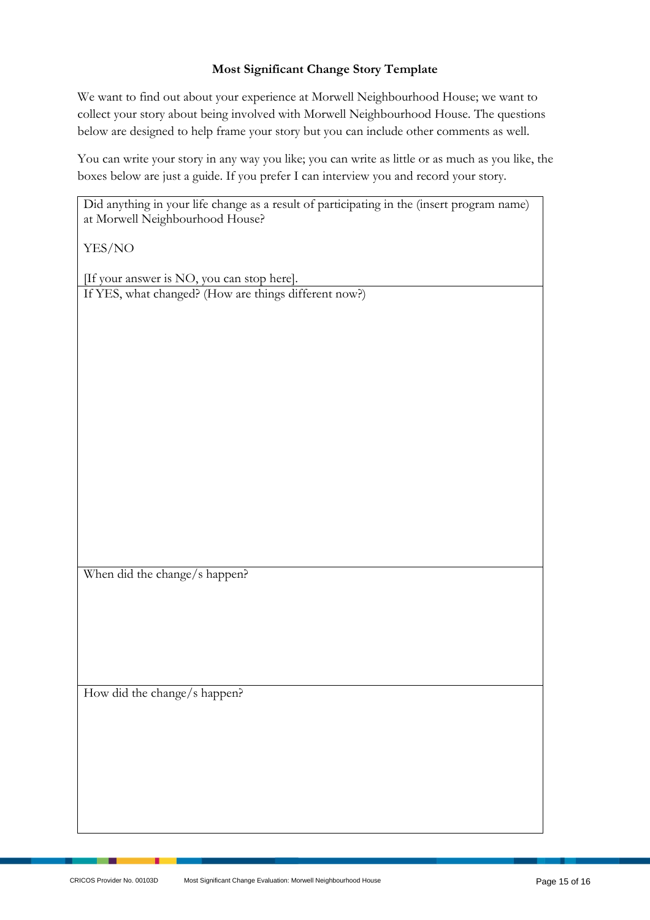**Most Significant Change Story Template**

We want to find out about your experience at Morwell Neighbourhood House; we want to collect your story about being involved with Morwell Neighbourhood House. The questions below are designed to help frame your story but you can include other comments as well.

You can write your story in any way you like; you can write as little or as much as you like, the boxes below are just a guide. If you prefer I can interview you and record your story.

| Did anything in your life change as a result of participating in the (insert program name) at Morwell Neighbourhood House?<br><br>YES/NO<br><br>[If your answer is NO, you can stop here]. |
| --- |
| If YES, what changed? (How are things different now?)<br><br><br><br><br> |
| When did the change/s happen?<br><br><br> |
| How did the change/s happen?<br><br><br> |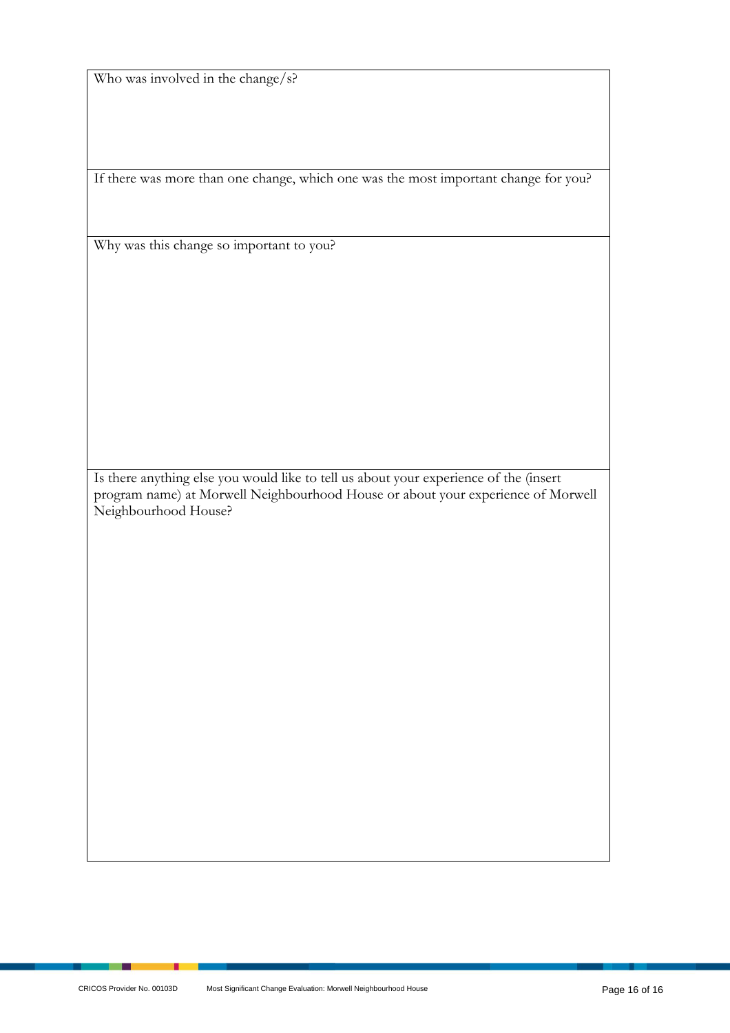| Who was involved in the change/s? |
| --- |
| If there was more than one change, which one was the most important change for you? |
| Why was this change so important to you? |
| Is there anything else you would like to tell us about your experience of the (insert program name) at Morwell Neighbourhood House or about your experience of Morwell Neighbourhood House? |